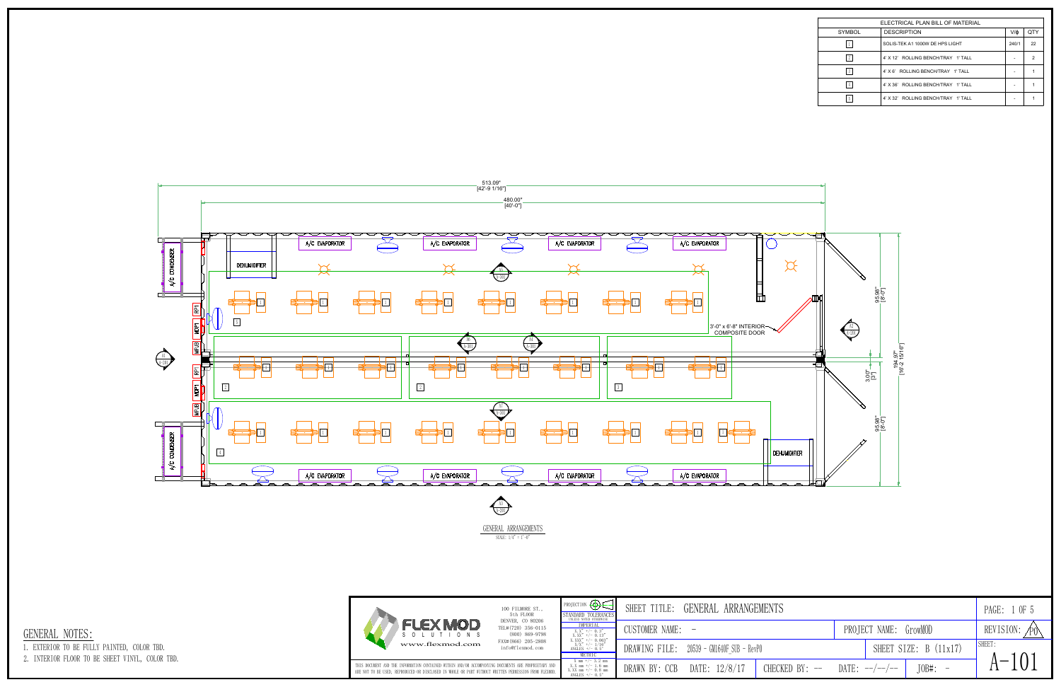| ELECTRICAL PLAN BILL OF MATERIAL | | | |
|---|---|---|---|
| SYMBOL | DESCRIPTION | V/ϕ | QTY |
| 1 | SOLIS-TEK A1 1000W DE HPS LIGHT | 240/1 | 22 |
| 2 | 4' X 12' ROLLING BENCH/TRAY 1' TALL | - | 2 |
| 3 | 4' X 6' ROLLING BENCH/TRAY 1' TALL | - | 1 |
| 4 | 4' X 36' ROLLING BENCH/TRAY 1' TALL | - | 1 |
| 5 | 4' X 32' ROLLING BENCH/TRAY 1' TALL | - | 1 |

513.09" [42'-9 1/16"]

480.00" [40'-0"]

A/C CONDENSER

DEHUMIDIFIER

A/C EVAPORATOR

RP1

MDP1

MPUB

3'-0" x 6'-8" INTERIOR COMPOSITE DOOR

95.98" [8'-0"]

3.00" [3"]

194.97" [16'-2 15/16"]

GENERAL ARRANGEMENTS

SCALE: 1/4" = 1'-0"

## GENERAL NOTES:

1. EXTERIOR TO BE FULLY PAINTED, COLOR TBD.
2. INTERIOR FLOOR TO BE SHEET VINYL, COLOR TBD.

FLEX MOD SOLUTIONS

www.flexmod.com

100 FILLMORE ST., 5th FLOOR
DENVER, CO 80206
TEL#(720) 356-0115
(800) 869-9798
FAX#(866) 205-2808
info@flexmod.com

THIS DOCUMENT AND THE INFORMATION CONTAINED WITHIN AND/OR ACCOMPANYING DOCUMENTS ARE PROPRIETARY AND ARE NOT TO BE USED, REPRODUCED OR DISCLOSED IN WHOLE OR PART WITHOUT WRITTEN PERMISSION FROM FLEXMOD.

PROJECTION

STANDARD TOLERANCES UNLESS NOTED OTHERWISE

IMPERIAL
X.X" +/- 0.3"
X.XX" +/- 0.13"
X.XXX" +/- 0.063"
X/X" +/- 1/16"
ANGLES +/- 0.5°

METRIC
X mm +/- 3.2 mm
X.X mm +/- 1.6 mm
X.XX mm +/- 0.8 mm
ANGLES +/- 0.5°

SHEET TITLE: GENERAL ARRANGEMENTS

CUSTOMER NAME: -

PROJECT NAME: GrowMOD

DRAWING FILE: 20539 - GM1640F_SIB - RevP0

SHEET SIZE: B (11x17)

DRAWN BY: CCB

DATE: 12/8/17

CHECKED BY: --

DATE: --/--/--

JOB#: -

REVISION: P0

SHEET: A-101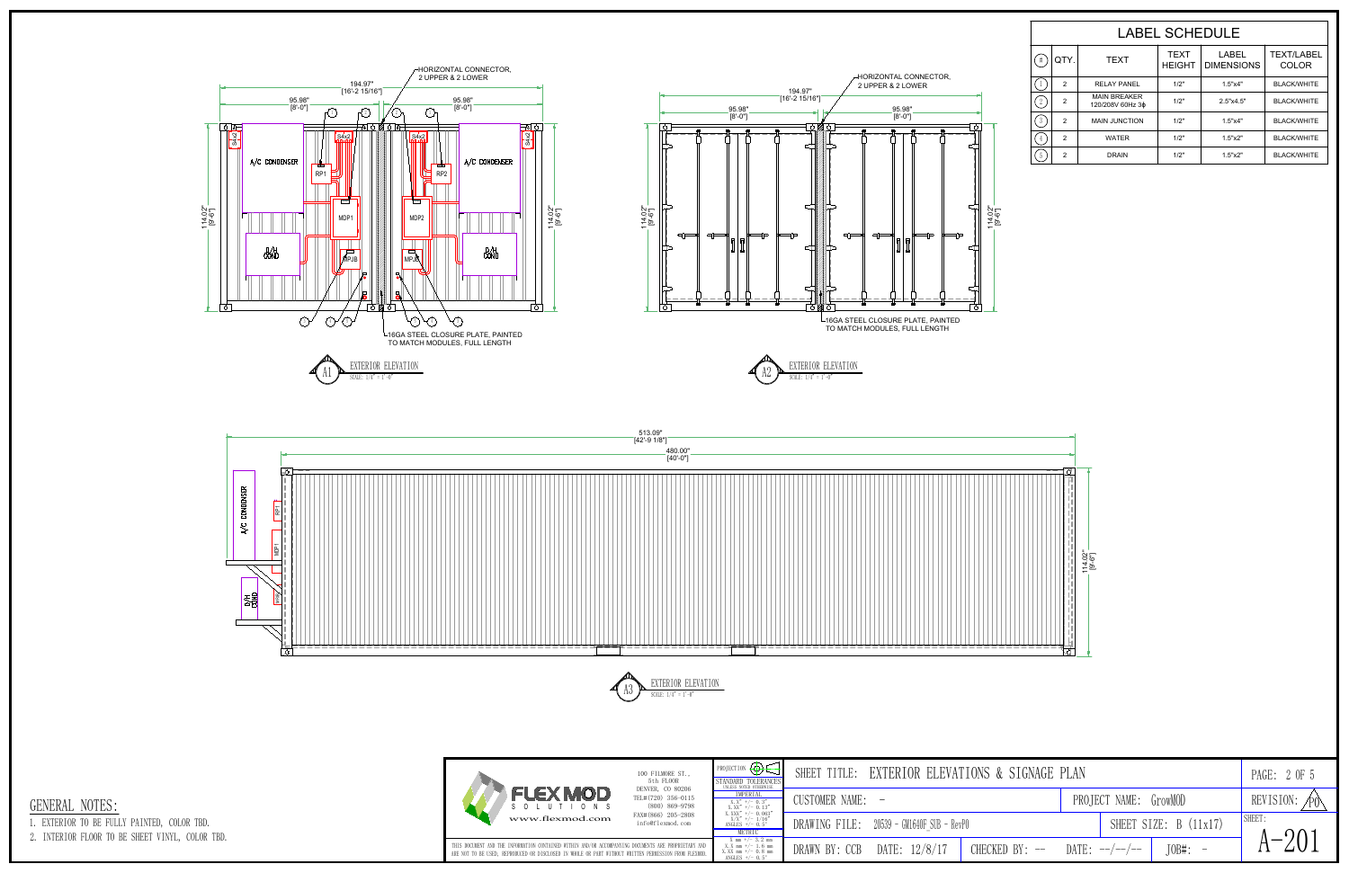## LABEL SCHEDULE

| # | QTY. | TEXT | TEXT HEIGHT | LABEL DIMENSIONS | TEXT/LABEL COLOR |
|---|---|---|---|---|---|
| 1 | 2 | RELAY PANEL | 1/2" | 1.5"x4" | BLACK/WHITE |
| 2 | 2 | MAIN BREAKER 120/208V 60Hz 3ϕ | 1/2" | 2.5"x4.5" | BLACK/WHITE |
| 3 | 2 | MAIN JUNCTION | 1/2" | 1.5"x4" | BLACK/WHITE |
| 4 | 2 | WATER | 1/2" | 1.5"x2" | BLACK/WHITE |
| 5 | 2 | DRAIN | 1/2" | 1.5"x2" | BLACK/WHITE |

A1 EXTERIOR ELEVATION — SCALE: 1/4" = 1'-0"

194.97" [16'-2 15/16"]; 95.98" [8'-0"]; 95.98" [8'-0"]; 114.02" [9'-6"]

HORIZONTAL CONNECTOR, 2 UPPER & 2 LOWER

A/C CONDENSER, RP1, RP2, MDP1, MDP2, MPJB, D/H COND, S4x2

16GA STEEL CLOSURE PLATE, PAINTED TO MATCH MODULES, FULL LENGTH

A2 EXTERIOR ELEVATION — SCALE: 1/4" = 1'-0"

194.97" [16'-2 15/16"]; 95.98" [8'-0"]; 95.98" [8'-0"]; 114.02" [9'-6"]

HORIZONTAL CONNECTOR, 2 UPPER & 2 LOWER

16GA STEEL CLOSURE PLATE, PAINTED TO MATCH MODULES, FULL LENGTH

A3 EXTERIOR ELEVATION — SCALE: 1/4" = 1'-0"

513.09" [42'-9 1/8"]; 480.00" [40'-0"]; 114.02" [9'-6"]

A/C CONDENSER, RP1, MDP1, D/H COND

## GENERAL NOTES:

1. EXTERIOR TO BE FULLY PAINTED, COLOR TBD.
2. INTERIOR FLOOR TO BE SHEET VINYL, COLOR TBD.

FLEX MOD SOLUTIONS — www.flexmod.com

100 FILLMORE ST., 5th FLOOR, DENVER, CO 80206
TEL#(720) 356-0115
(800) 869-9798
FAX#(866) 205-2808
info@flexmod.com

THIS DOCUMENT AND THE INFORMATION CONTAINED WITHIN AND/OR ACCOMPANYING DOCUMENTS ARE PROPRIETARY AND ARE NOT TO BE USED, REPRODUCED OR DISCLOSED IN WHOLE OR PART WITHOUT WRITTEN PERMISSION FROM FLEXMOD.

PROJECTION
STANDARD TOLERANCES UNLESS NOTED OTHERWISE
IMPERIAL: X.X" +/- 0.3"; X.XX" +/- 0.13"; X.XXX" +/- 0.063"; X/X +/- 1/16; ANGLES +/- 0.5°
METRIC: X mm +/- 3.2 mm; X.X mm +/- 1.6 mm; X.XX mm +/- 0.8 mm; ANGLES +/- 0.5°

SHEET TITLE: EXTERIOR ELEVATIONS & SIGNAGE PLAN
CUSTOMER NAME: -
PROJECT NAME: GrowMOD
DRAWING FILE: 20539 - GM1640F_SIB - RevP0
SHEET SIZE: B (11x17)
DRAWN BY: CCB
DATE: 12/8/17
CHECKED BY: --
DATE: --/--/--
JOB#: -
PAGE: 2 OF 5
REVISION: P0
SHEET: A-201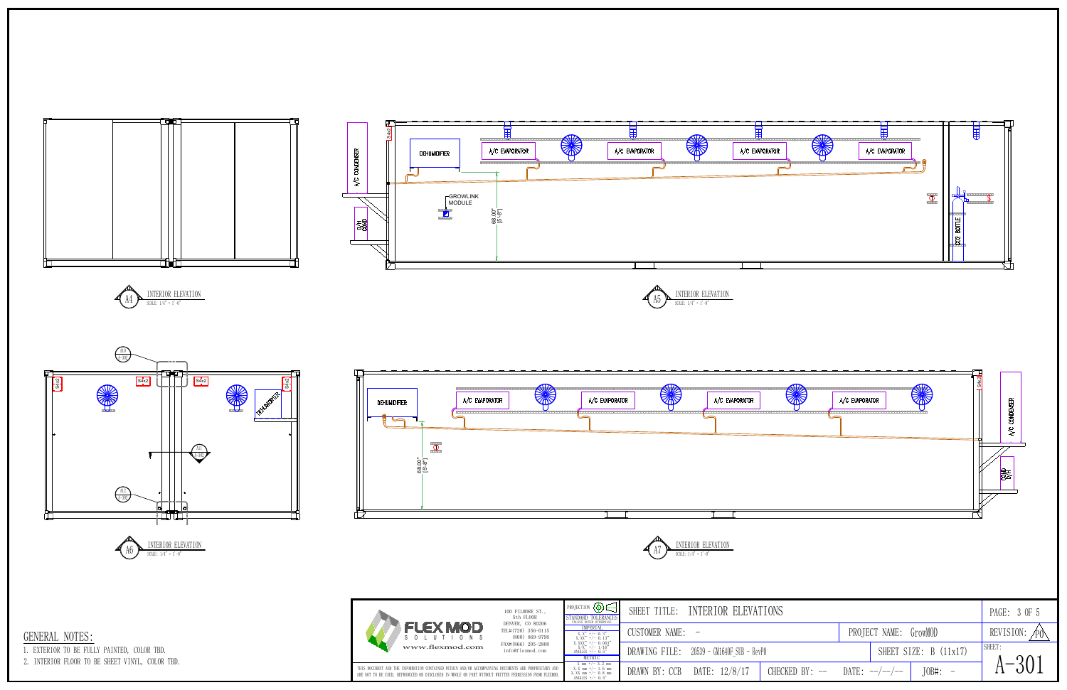INTERIOR ELEVATION (A4)
SCALE: 1/4" = 1'-0"

A/C CONDENSER

DEHUMIDIFER

A/C EVAPORATOR

A/C EVAPORATOR

A/C EVAPORATOR

A/C EVAPORATOR

GROWLINK MODULE

68.00" [5'-8"]

CO2 BOTTLE

INTERIOR ELEVATION (A5)
SCALE: 1/4" = 1'-0"

DEHUMIDIFIER

INTERIOR ELEVATION (A6)
SCALE: 1/4" = 1'-0"

DEHUMIDIFER

A/C EVAPORATOR

A/C EVAPORATOR

A/C EVAPORATOR

A/C EVAPORATOR

68.00" [5'-8"]

A/C CONDENSER

INTERIOR ELEVATION (A7)
SCALE: 1/4" = 1'-0"

## GENERAL NOTES:

1. EXTERIOR TO BE FULLY PAINTED, COLOR TBD.
2. INTERIOR FLOOR TO BE SHEET VINYL, COLOR TBD.

FLEX MOD SOLUTIONS
www.flexmod.com

100 FILLMORE ST.,
5th FLOOR
DENVER, CO 80206
TEL#(720) 356-0115
(800) 869-9798
FAX#(866) 205-2808
info@flexmod.com

THIS DOCUMENT AND THE INFORMATION CONTAINED WITHIN AND/OR ACCOMPANYING DOCUMENTS ARE PROPRIETARY AND ARE NOT TO BE USED, REPRODUCED OR DISCLOSED IN WHOLE OR PART WITHOUT PERMISSION FROM FLEXMOD.

| SHEET TITLE: INTERIOR ELEVATIONS | | | PAGE: 3 OF 5 |
|---|---|---|---|
| CUSTOMER NAME: - | PROJECT NAME: GrowMOD | | REVISION: P0 |
| DRAWING FILE: 20539 - GM1640F_SIB - RevP0 | SHEET SIZE: B (11x17) | | SHEET: A-301 |
| DRAWN BY: CCB DATE: 12/8/17 | CHECKED BY: -- DATE: --/--/-- | JOB#: - | |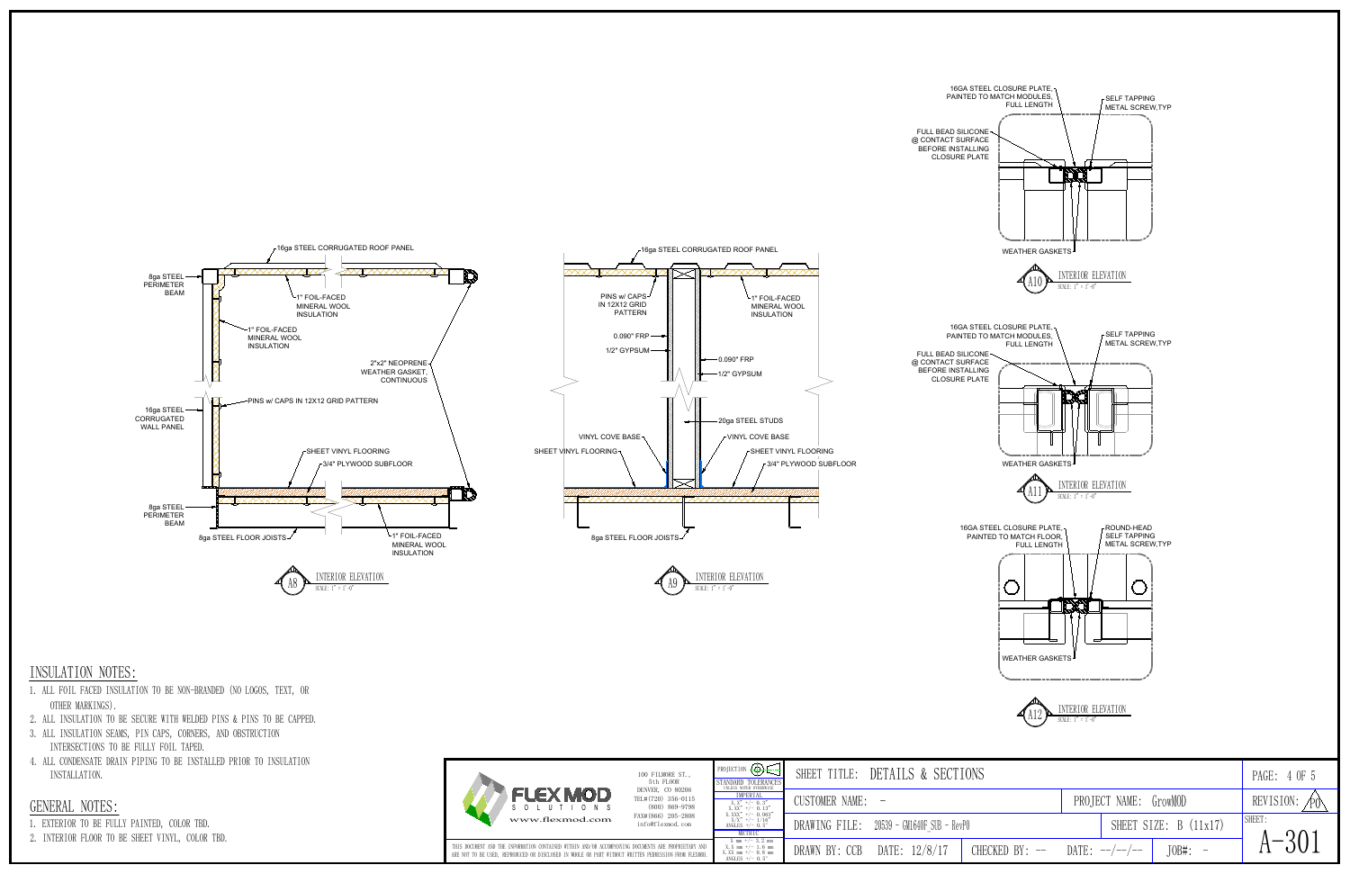16ga STEEL CORRUGATED ROOF PANEL

8ga STEEL PERIMETER BEAM

1" FOIL-FACED MINERAL WOOL INSULATION

1" FOIL-FACED MINERAL WOOL INSULATION

2"x2" NEOPRENE WEATHER GASKET, CONTINUOUS

16ga STEEL CORRUGATED WALL PANEL

PINS w/ CAPS IN 12X12 GRID PATTERN

SHEET VINYL FLOORING

3/4" PLYWOOD SUBFLOOR

8ga STEEL PERIMETER BEAM

8ga STEEL FLOOR JOISTS

1" FOIL-FACED MINERAL WOOL INSULATION

A8 INTERIOR ELEVATION SCALE: 1" = 1'-0"

16ga STEEL CORRUGATED ROOF PANEL

PINS w/ CAPS IN 12X12 GRID PATTERN

1" FOIL-FACED MINERAL WOOL INSULATION

0.090" FRP

1/2" GYPSUM

0.090" FRP

1/2" GYPSUM

20ga STEEL STUDS

VINYL COVE BASE

VINYL COVE BASE

SHEET VINYL FLOORING

SHEET VINYL FLOORING

3/4" PLYWOOD SUBFLOOR

8ga STEEL FLOOR JOISTS

A9 INTERIOR ELEVATION SCALE: 1" = 1'-0"

16GA STEEL CLOSURE PLATE, PAINTED TO MATCH MODULES, FULL LENGTH

SELF TAPPING METAL SCREW,TYP

FULL BEAD SILICONE @ CONTACT SURFACE BEFORE INSTALLING CLOSURE PLATE

WEATHER GASKETS

A10 INTERIOR ELEVATION SCALE: 1" = 1'-0"

16GA STEEL CLOSURE PLATE, PAINTED TO MATCH MODULES, FULL LENGTH

SELF TAPPING METAL SCREW,TYP

FULL BEAD SILICONE @ CONTACT SURFACE BEFORE INSTALLING CLOSURE PLATE

WEATHER GASKETS

A11 INTERIOR ELEVATION SCALE: 1" = 1'-0"

16GA STEEL CLOSURE PLATE, PAINTED TO MATCH FLOOR, FULL LENGTH

ROUND-HEAD SELF TAPPING METAL SCREW,TYP

WEATHER GASKETS

A12 INTERIOR ELEVATION SCALE: 1" = 1'-0"

## INSULATION NOTES:

1. ALL FOIL FACED INSULATION TO BE NON-BRANDED (NO LOGOS, TEXT, OR OTHER MARKINGS).
2. ALL INSULATION TO BE SECURE WITH WELDED PINS & PINS TO BE CAPPED.
3. ALL INSULATION SEAMS, PIN CAPS, CORNERS, AND OBSTRUCTION INTERSECTIONS TO BE FULLY FOIL TAPED.
4. ALL CONDENSATE DRAIN PIPING TO BE INSTALLED PRIOR TO INSULATION INSTALLATION.

## GENERAL NOTES:

1. EXTERIOR TO BE FULLY PAINTED, COLOR TBD.
2. INTERIOR FLOOR TO BE SHEET VINYL, COLOR TBD.

FLEX MOD SOLUTIONS
www.flexmod.com

100 FILLMORE ST., 5th FLOOR
DENVER, CO 80206
TEL#(720) 356-0115
(800) 869-9798
FAX#(866) 205-2808
info@flexmod.com

THIS DOCUMENT AND THE INFORMATION CONTAINED WITHIN AND/OR ACCOMPANYING DOCUMENTS ARE PROPRIETARY AND ARE NOT TO BE USED, REPRODUCED OR DISCLOSED IN WHOLE OR PART WITHOUT WRITTEN PERMISSION FROM FLEXMOD.

PROJECTION

STANDARD TOLERANCES (UNLESS NOTED OTHERWISE)

IMPERIAL
X.X" +/- 0.3"
X.XX" +/- 0.13"
X.XXX" +/- 0.063"
X/X +/- 1/16
ANGLES +/- 0.5°

METRIC
X mm +/- 3.2 mm
X.X mm +/- 1.6 mm
X.XX mm +/- 0.8 mm
ANGLES +/- 0.5°

| SHEET TITLE: DETAILS & SECTIONS | | | | PAGE: 4 OF 5 |
|---|---|---|---|---|
| CUSTOMER NAME: - | | PROJECT NAME: GrowMOD | | REVISION: P0 |
| DRAWING FILE: 20539 - GM1640F_SIB - RevP0 | | SHEET SIZE: B (11x17) | | SHEET: A-301 |
| DRAWN BY: CCB DATE: 12/8/17 | CHECKED BY: -- | DATE: --/--/-- | JOB#: - | |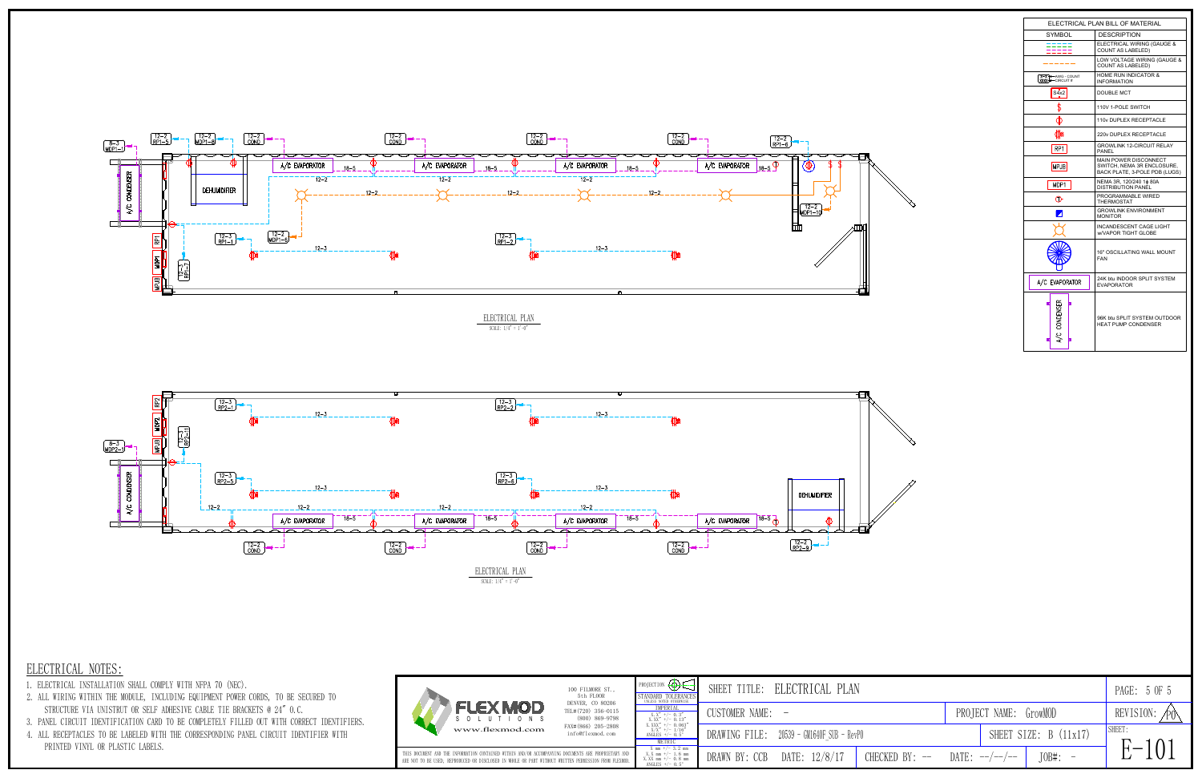ELECTRICAL PLAN
SCALE: 1/4" = 1'-0"

ELECTRICAL PLAN
SCALE: 1/4" = 1'-0"

| ELECTRICAL PLAN BILL OF MATERIAL | |
|---|---|
| SYMBOL | DESCRIPTION |
| | ELECTRICAL WIRING (GAUGE & COUNT AS LABELED) |
| | LOW VOLTAGE WIRING (GAUGE & COUNT AS LABELED) |
| AWG - COUNT / CIRCUIT # | HOME RUN INDICATOR & INFORMATION |
| S4x2 | DOUBLE MCT |
| | 110V 1-POLE SWITCH |
| | 110v DUPLEX RECEPTACLE |
| | 220v DUPLEX RECEPTACLE |
| RP1 | GROWLINK 12-CIRCUIT RELAY PANEL |
| MPJB | MAIN POWER DISCONNECT SWITCH, NEMA 3R ENCLOSURE, BACK PLATE, 3-POLE PDB (LUGS) |
| MDP1 | NEMA 3R, 120/240 1φ 80A DISTRIBUTION PANEL |
| | PROGRAMMABLE WIRED THERMOSTAT |
| | GROWLINK ENVIRONMENT MONITOR |
| | INCANDESCENT CAGE LIGHT w/VAPOR TIGHT GLOBE |
| | 16" OSCILLATING WALL MOUNT FAN |
| A/C EVAPORATOR | 24K btu INDOOR SPLIT SYSTEM EVAPORATOR |
| A/C CONDENSER | 96K btu SPLIT SYSTEM OUTDOOR HEAT PUMP CONDENSER |

## ELECTRICAL NOTES:

1. ELECTRICAL INSTALLATION SHALL COMPLY WITH NFPA 70 (NEC).
2. ALL WIRING WITHIN THE MODULE, INCLUDING EQUIPMENT POWER CORDS, TO BE SECURED TO STRUCTURE VIA UNISTRUT OR SELF ADHESIVE CABLE TIE BRACKETS @ 24" O.C.
3. PANEL CIRCUIT IDENTIFICATION CARD TO BE COMPLETELY FILLED OUT WITH CORRECT IDENTIFIERS.
4. ALL RECEPTACLES TO BE LABELED WITH THE CORRESPONDING PANEL CIRCUIT IDENTIFIER WITH PRINTED VINYL OR PLASTIC LABELS.

FLEX MOD SOLUTIONS
www.flexmod.com

100 FILLMORE ST., 5th FLOOR
DENVER, CO 80206
TEL#(720) 356-0115
(800) 869-9798
FAX#(866) 205-2808
info@flexmod.com

THIS DOCUMENT AND THE INFORMATION CONTAINED WITHIN AND/OR ACCOMPANYING DOCUMENTS ARE PROPRIETARY AND ARE NOT TO BE USED, REPRODUCED OR DISCLOSED IN WHOLE OR PART WITHOUT WRITTEN PERMISSION FROM FLEXMOD.

PROJECTION

STANDARD TOLERANCES UNLESS NOTED OTHERWISE

IMPERIAL
X.X" +/- 0.3"
X.XX" +/- 0.13"
X.XXX" +/- 0.063"
X/X +/- 1/16
ANGLES +/- 0.5°

METRIC
X mm +/- 3.2 mm
X.X mm +/- 1.6 mm
X.XX mm +/- 0.8 mm
ANGLES +/- 0.5°

SHEET TITLE: ELECTRICAL PLAN

CUSTOMER NAME: -

PROJECT NAME: GrowMOD

DRAWING FILE: 20539 - GM1640F_SIB - RevP0

SHEET SIZE: B (11x17)

DRAWN BY: CCB DATE: 12/8/17 CHECKED BY: -- DATE: --/--/-- JOB#: -

REVISION: P0

SHEET: E-101